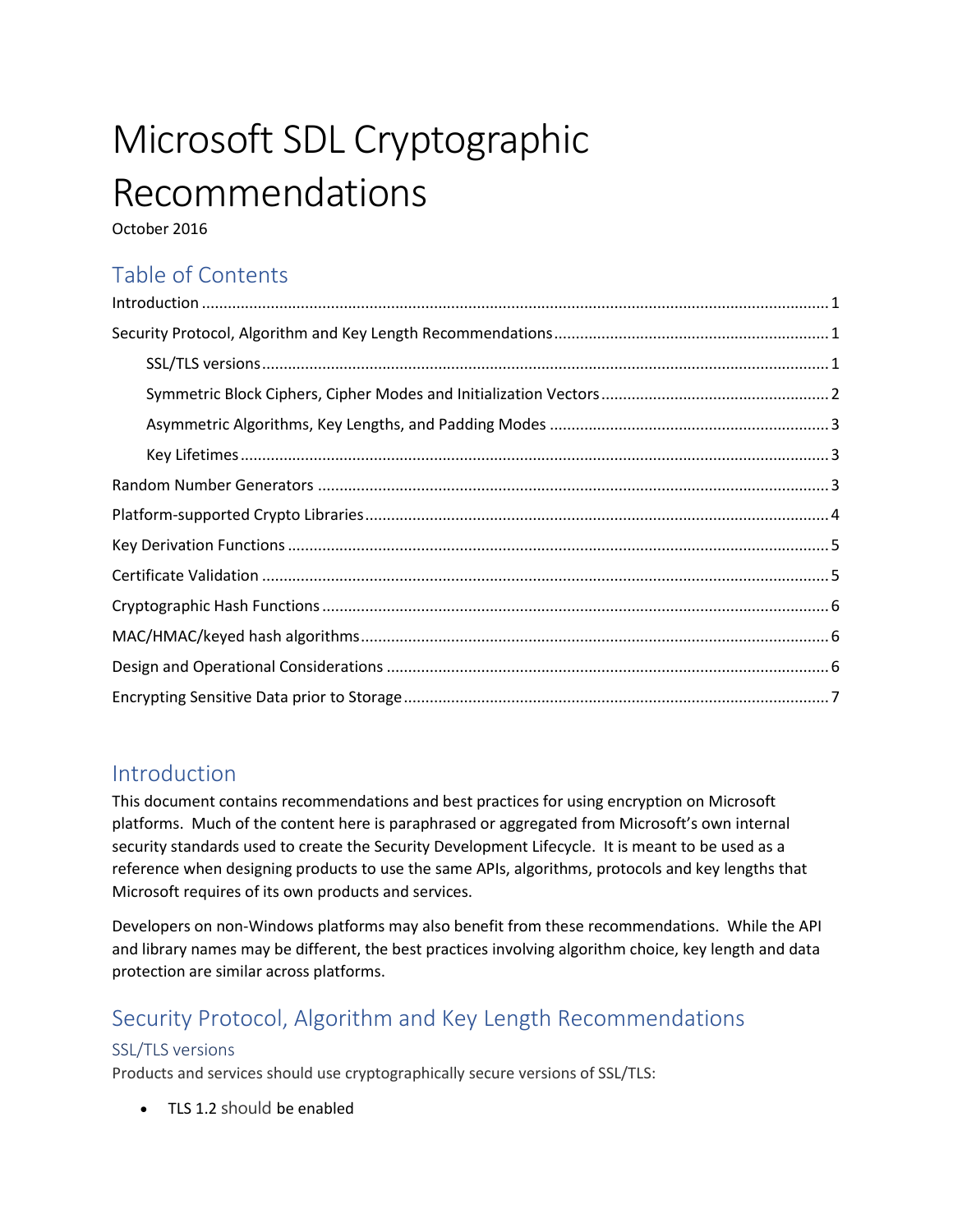# Microsoft SDL Cryptographic Recommendations

October 2016

## Table of Contents

Introduction ........................................................................................................................................ 1

Security Protocol, Algorithm and Key Length Recommendations ........................................................ 1

- SSL/TLS versions ............................................................................................................................ 1
- Symmetric Block Ciphers, Cipher Modes and Initialization Vectors ................................................ 2
- Asymmetric Algorithms, Key Lengths, and Padding Modes ............................................................ 3
- Key Lifetimes ................................................................................................................................. 3

Random Number Generators ................................................................................................................ 3

Platform-supported Crypto Libraries ..................................................................................................... 4

Key Derivation Functions ....................................................................................................................... 5

Certificate Validation ............................................................................................................................. 5

Cryptographic Hash Functions ............................................................................................................... 6

MAC/HMAC/keyed hash algorithms ...................................................................................................... 6

Design and Operational Considerations ................................................................................................ 6

Encrypting Sensitive Data prior to Storage ............................................................................................ 7

## Introduction

This document contains recommendations and best practices for using encryption on Microsoft platforms. Much of the content here is paraphrased or aggregated from Microsoft's own internal security standards used to create the Security Development Lifecycle. It is meant to be used as a reference when designing products to use the same APIs, algorithms, protocols and key lengths that Microsoft requires of its own products and services.

Developers on non-Windows platforms may also benefit from these recommendations. While the API and library names may be different, the best practices involving algorithm choice, key length and data protection are similar across platforms.

## Security Protocol, Algorithm and Key Length Recommendations

### SSL/TLS versions

Products and services should use cryptographically secure versions of SSL/TLS:

- TLS 1.2 should be enabled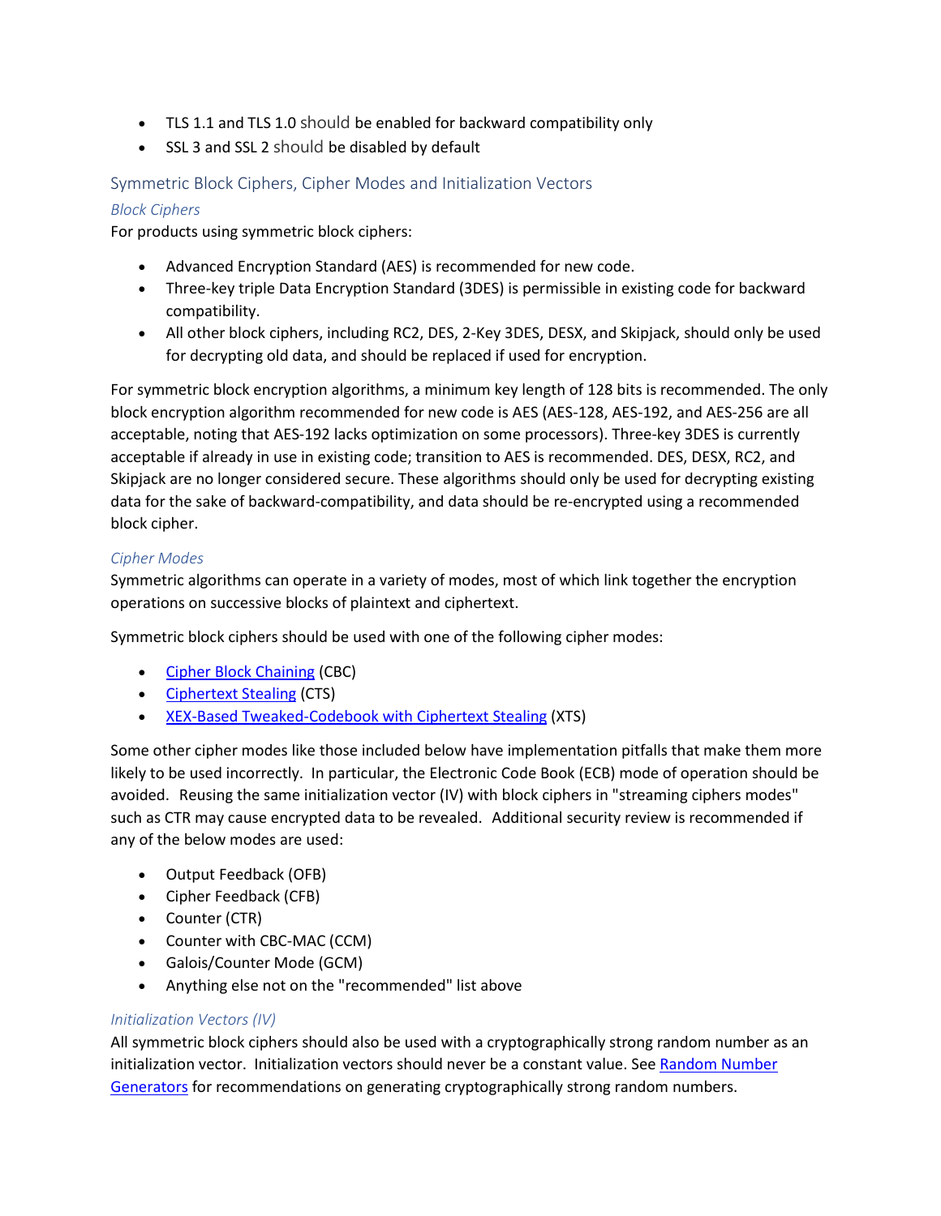- TLS 1.1 and TLS 1.0 should be enabled for backward compatibility only
- SSL 3 and SSL 2 should be disabled by default

## Symmetric Block Ciphers, Cipher Modes and Initialization Vectors

### *Block Ciphers*

For products using symmetric block ciphers:

- Advanced Encryption Standard (AES) is recommended for new code.
- Three-key triple Data Encryption Standard (3DES) is permissible in existing code for backward compatibility.
- All other block ciphers, including RC2, DES, 2-Key 3DES, DESX, and Skipjack, should only be used for decrypting old data, and should be replaced if used for encryption.

For symmetric block encryption algorithms, a minimum key length of 128 bits is recommended. The only block encryption algorithm recommended for new code is AES (AES-128, AES-192, and AES-256 are all acceptable, noting that AES-192 lacks optimization on some processors). Three-key 3DES is currently acceptable if already in use in existing code; transition to AES is recommended. DES, DESX, RC2, and Skipjack are no longer considered secure. These algorithms should only be used for decrypting existing data for the sake of backward-compatibility, and data should be re-encrypted using a recommended block cipher.

### *Cipher Modes*

Symmetric algorithms can operate in a variety of modes, most of which link together the encryption operations on successive blocks of plaintext and ciphertext.

Symmetric block ciphers should be used with one of the following cipher modes:

- Cipher Block Chaining (CBC)
- Ciphertext Stealing (CTS)
- XEX-Based Tweaked-Codebook with Ciphertext Stealing (XTS)

Some other cipher modes like those included below have implementation pitfalls that make them more likely to be used incorrectly. In particular, the Electronic Code Book (ECB) mode of operation should be avoided. Reusing the same initialization vector (IV) with block ciphers in "streaming ciphers modes" such as CTR may cause encrypted data to be revealed. Additional security review is recommended if any of the below modes are used:

- Output Feedback (OFB)
- Cipher Feedback (CFB)
- Counter (CTR)
- Counter with CBC-MAC (CCM)
- Galois/Counter Mode (GCM)
- Anything else not on the "recommended" list above

### *Initialization Vectors (IV)*

All symmetric block ciphers should also be used with a cryptographically strong random number as an initialization vector. Initialization vectors should never be a constant value. See Random Number Generators for recommendations on generating cryptographically strong random numbers.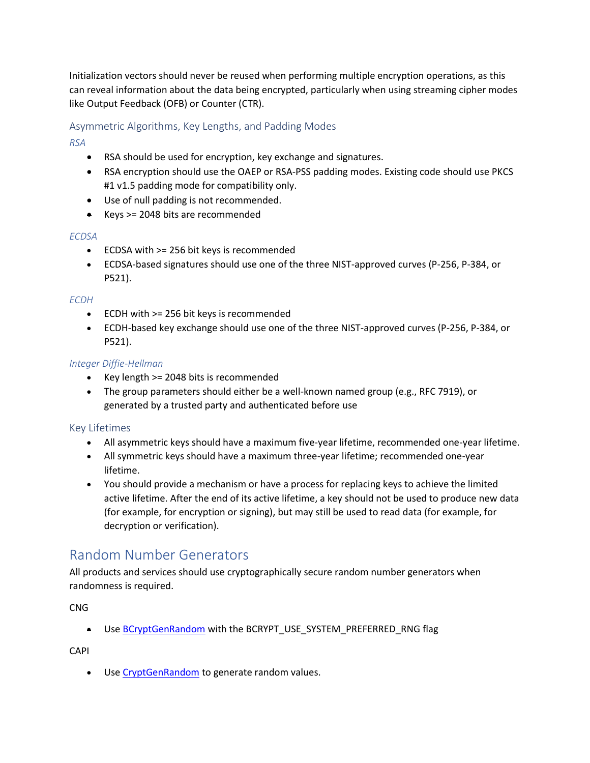Initialization vectors should never be reused when performing multiple encryption operations, as this can reveal information about the data being encrypted, particularly when using streaming cipher modes like Output Feedback (OFB) or Counter (CTR).

### Asymmetric Algorithms, Key Lengths, and Padding Modes

#### *RSA*

- RSA should be used for encryption, key exchange and signatures.
- RSA encryption should use the OAEP or RSA-PSS padding modes. Existing code should use PKCS #1 v1.5 padding mode for compatibility only.
- Use of null padding is not recommended.
- Keys >= 2048 bits are recommended

#### *ECDSA*

- ECDSA with >= 256 bit keys is recommended
- ECDSA-based signatures should use one of the three NIST-approved curves (P-256, P-384, or P521).

#### *ECDH*

- ECDH with >= 256 bit keys is recommended
- ECDH-based key exchange should use one of the three NIST-approved curves (P-256, P-384, or P521).

#### *Integer Diffie-Hellman*

- Key length >= 2048 bits is recommended
- The group parameters should either be a well-known named group (e.g., RFC 7919), or generated by a trusted party and authenticated before use

### Key Lifetimes

- All asymmetric keys should have a maximum five-year lifetime, recommended one-year lifetime.
- All symmetric keys should have a maximum three-year lifetime; recommended one-year lifetime.
- You should provide a mechanism or have a process for replacing keys to achieve the limited active lifetime. After the end of its active lifetime, a key should not be used to produce new data (for example, for encryption or signing), but may still be used to read data (for example, for decryption or verification).

## Random Number Generators

All products and services should use cryptographically secure random number generators when randomness is required.

CNG

- Use BCryptGenRandom with the BCRYPT_USE_SYSTEM_PREFERRED_RNG flag

CAPI

- Use CryptGenRandom to generate random values.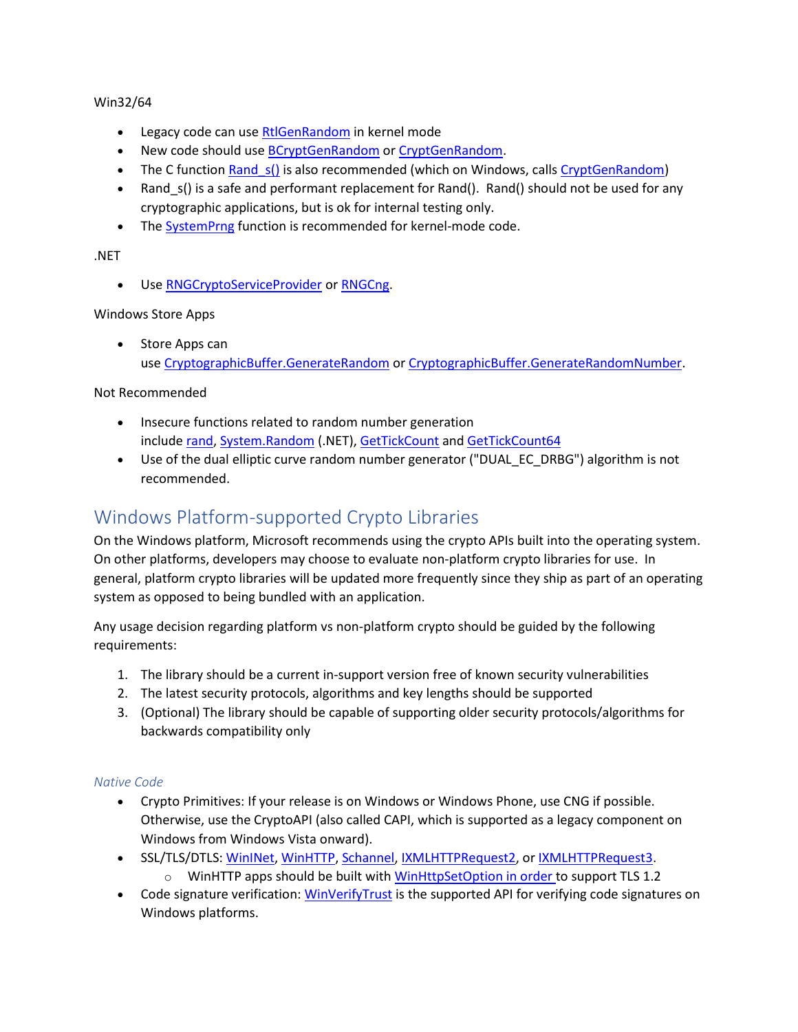Win32/64

- Legacy code can use RtlGenRandom in kernel mode
- New code should use BCryptGenRandom or CryptGenRandom.
- The C function Rand_s() is also recommended (which on Windows, calls CryptGenRandom)
- Rand_s() is a safe and performant replacement for Rand(). Rand() should not be used for any cryptographic applications, but is ok for internal testing only.
- The SystemPrng function is recommended for kernel-mode code.

.NET

- Use RNGCryptoServiceProvider or RNGCng.

Windows Store Apps

- Store Apps can use CryptographicBuffer.GenerateRandom or CryptographicBuffer.GenerateRandomNumber.

Not Recommended

- Insecure functions related to random number generation include rand, System.Random (.NET), GetTickCount and GetTickCount64
- Use of the dual elliptic curve random number generator ("DUAL_EC_DRBG") algorithm is not recommended.

## Windows Platform-supported Crypto Libraries

On the Windows platform, Microsoft recommends using the crypto APIs built into the operating system. On other platforms, developers may choose to evaluate non-platform crypto libraries for use. In general, platform crypto libraries will be updated more frequently since they ship as part of an operating system as opposed to being bundled with an application.

Any usage decision regarding platform vs non-platform crypto should be guided by the following requirements:

1. The library should be a current in-support version free of known security vulnerabilities
2. The latest security protocols, algorithms and key lengths should be supported
3. (Optional) The library should be capable of supporting older security protocols/algorithms for backwards compatibility only

### *Native Code*

- Crypto Primitives: If your release is on Windows or Windows Phone, use CNG if possible. Otherwise, use the CryptoAPI (also called CAPI, which is supported as a legacy component on Windows from Windows Vista onward).
- SSL/TLS/DTLS: WinINet, WinHTTP, Schannel, IXMLHTTPRequest2, or IXMLHTTPRequest3.
  - WinHTTP apps should be built with WinHttpSetOption in order to support TLS 1.2
- Code signature verification: WinVerifyTrust is the supported API for verifying code signatures on Windows platforms.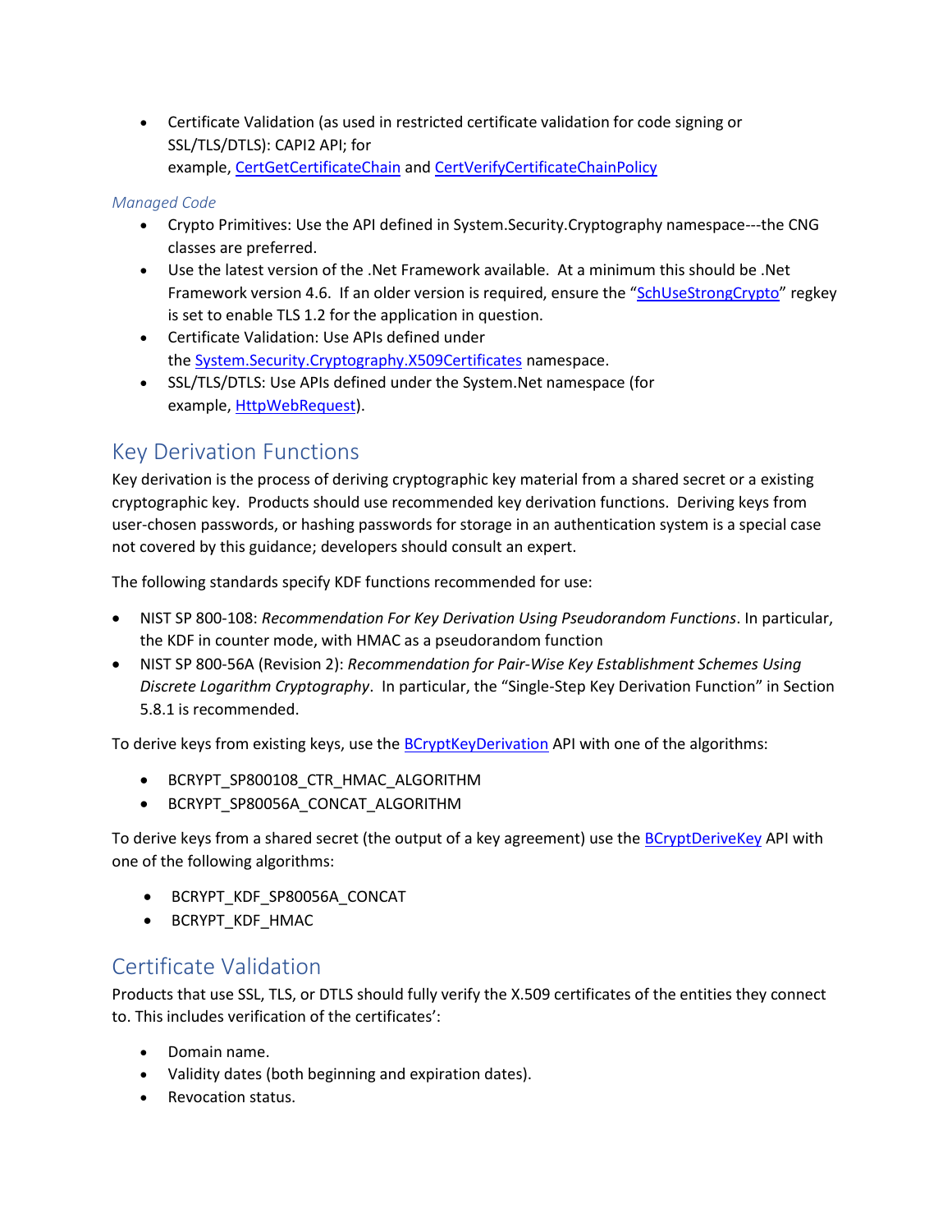- Certificate Validation (as used in restricted certificate validation for code signing or SSL/TLS/DTLS): CAPI2 API; for example, [CertGetCertificateChain]() and [CertVerifyCertificateChainPolicy]()

*Managed Code*

- Crypto Primitives: Use the API defined in System.Security.Cryptography namespace---the CNG classes are preferred.
- Use the latest version of the .Net Framework available. At a minimum this should be .Net Framework version 4.6. If an older version is required, ensure the "[SchUseStrongCrypto]()" regkey is set to enable TLS 1.2 for the application in question.
- Certificate Validation: Use APIs defined under the [System.Security.Cryptography.X509Certificates]() namespace.
- SSL/TLS/DTLS: Use APIs defined under the System.Net namespace (for example, [HttpWebRequest]()).

## Key Derivation Functions

Key derivation is the process of deriving cryptographic key material from a shared secret or a existing cryptographic key. Products should use recommended key derivation functions. Deriving keys from user-chosen passwords, or hashing passwords for storage in an authentication system is a special case not covered by this guidance; developers should consult an expert.

The following standards specify KDF functions recommended for use:

- NIST SP 800-108: *Recommendation For Key Derivation Using Pseudorandom Functions*. In particular, the KDF in counter mode, with HMAC as a pseudorandom function
- NIST SP 800-56A (Revision 2): *Recommendation for Pair-Wise Key Establishment Schemes Using Discrete Logarithm Cryptography*. In particular, the "Single-Step Key Derivation Function" in Section 5.8.1 is recommended.

To derive keys from existing keys, use the [BCryptKeyDerivation]() API with one of the algorithms:

- BCRYPT_SP800108_CTR_HMAC_ALGORITHM
- BCRYPT_SP80056A_CONCAT_ALGORITHM

To derive keys from a shared secret (the output of a key agreement) use the [BCryptDeriveKey]() API with one of the following algorithms:

- BCRYPT_KDF_SP80056A_CONCAT
- BCRYPT_KDF_HMAC

## Certificate Validation

Products that use SSL, TLS, or DTLS should fully verify the X.509 certificates of the entities they connect to. This includes verification of the certificates':

- Domain name.
- Validity dates (both beginning and expiration dates).
- Revocation status.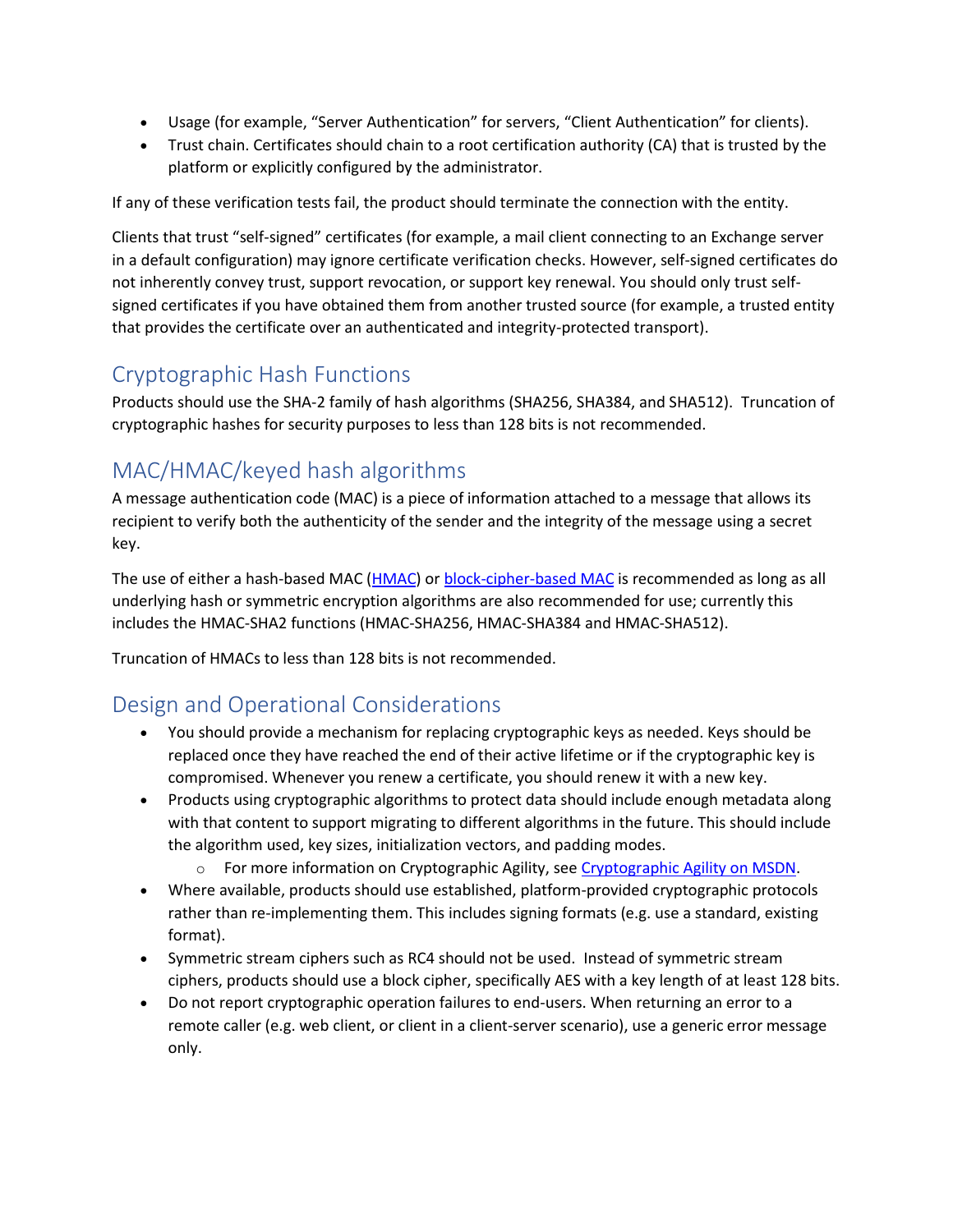- Usage (for example, "Server Authentication" for servers, "Client Authentication" for clients).
- Trust chain. Certificates should chain to a root certification authority (CA) that is trusted by the platform or explicitly configured by the administrator.

If any of these verification tests fail, the product should terminate the connection with the entity.

Clients that trust "self-signed" certificates (for example, a mail client connecting to an Exchange server in a default configuration) may ignore certificate verification checks. However, self-signed certificates do not inherently convey trust, support revocation, or support key renewal. You should only trust self-signed certificates if you have obtained them from another trusted source (for example, a trusted entity that provides the certificate over an authenticated and integrity-protected transport).

## Cryptographic Hash Functions

Products should use the SHA-2 family of hash algorithms (SHA256, SHA384, and SHA512). Truncation of cryptographic hashes for security purposes to less than 128 bits is not recommended.

## MAC/HMAC/keyed hash algorithms

A message authentication code (MAC) is a piece of information attached to a message that allows its recipient to verify both the authenticity of the sender and the integrity of the message using a secret key.

The use of either a hash-based MAC (HMAC) or block-cipher-based MAC is recommended as long as all underlying hash or symmetric encryption algorithms are also recommended for use; currently this includes the HMAC-SHA2 functions (HMAC-SHA256, HMAC-SHA384 and HMAC-SHA512).

Truncation of HMACs to less than 128 bits is not recommended.

## Design and Operational Considerations

- You should provide a mechanism for replacing cryptographic keys as needed. Keys should be replaced once they have reached the end of their active lifetime or if the cryptographic key is compromised. Whenever you renew a certificate, you should renew it with a new key.
- Products using cryptographic algorithms to protect data should include enough metadata along with that content to support migrating to different algorithms in the future. This should include the algorithm used, key sizes, initialization vectors, and padding modes.
  - For more information on Cryptographic Agility, see Cryptographic Agility on MSDN.
- Where available, products should use established, platform-provided cryptographic protocols rather than re-implementing them. This includes signing formats (e.g. use a standard, existing format).
- Symmetric stream ciphers such as RC4 should not be used. Instead of symmetric stream ciphers, products should use a block cipher, specifically AES with a key length of at least 128 bits.
- Do not report cryptographic operation failures to end-users. When returning an error to a remote caller (e.g. web client, or client in a client-server scenario), use a generic error message only.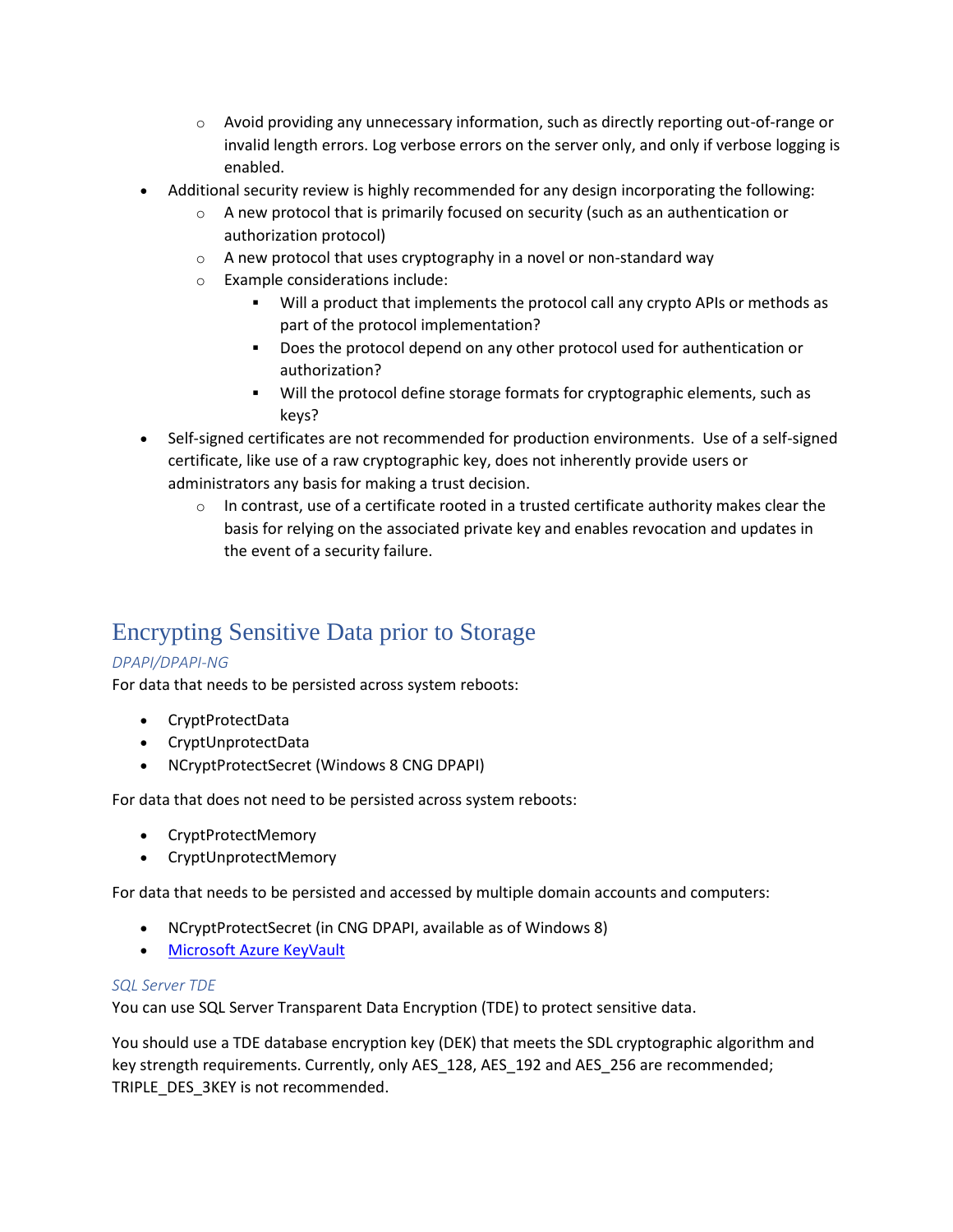- Avoid providing any unnecessary information, such as directly reporting out-of-range or invalid length errors. Log verbose errors on the server only, and only if verbose logging is enabled.
- Additional security review is highly recommended for any design incorporating the following:
    - A new protocol that is primarily focused on security (such as an authentication or authorization protocol)
    - A new protocol that uses cryptography in a novel or non-standard way
    - Example considerations include:
        - Will a product that implements the protocol call any crypto APIs or methods as part of the protocol implementation?
        - Does the protocol depend on any other protocol used for authentication or authorization?
        - Will the protocol define storage formats for cryptographic elements, such as keys?
- Self-signed certificates are not recommended for production environments. Use of a self-signed certificate, like use of a raw cryptographic key, does not inherently provide users or administrators any basis for making a trust decision.
    - In contrast, use of a certificate rooted in a trusted certificate authority makes clear the basis for relying on the associated private key and enables revocation and updates in the event of a security failure.

# Encrypting Sensitive Data prior to Storage

### *DPAPI/DPAPI-NG*

For data that needs to be persisted across system reboots:

- CryptProtectData
- CryptUnprotectData
- NCryptProtectSecret (Windows 8 CNG DPAPI)

For data that does not need to be persisted across system reboots:

- CryptProtectMemory
- CryptUnprotectMemory

For data that needs to be persisted and accessed by multiple domain accounts and computers:

- NCryptProtectSecret (in CNG DPAPI, available as of Windows 8)
- [Microsoft Azure KeyVault]

### *SQL Server TDE*

You can use SQL Server Transparent Data Encryption (TDE) to protect sensitive data.

You should use a TDE database encryption key (DEK) that meets the SDL cryptographic algorithm and key strength requirements. Currently, only AES_128, AES_192 and AES_256 are recommended; TRIPLE_DES_3KEY is not recommended.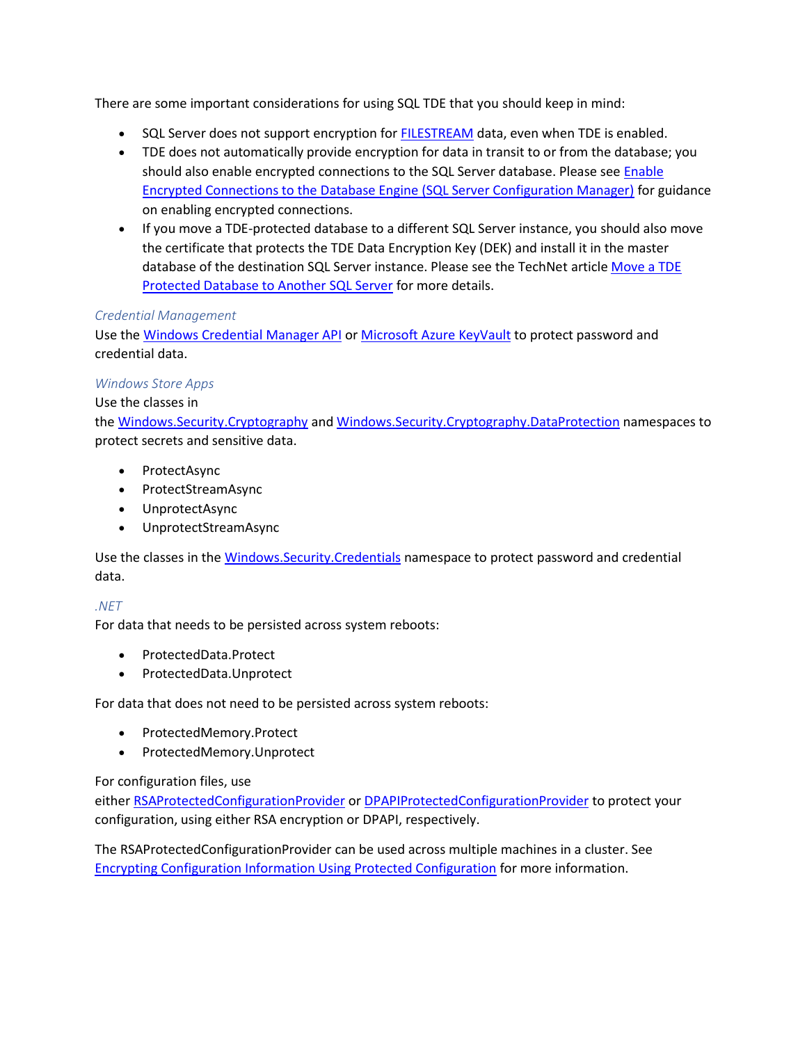There are some important considerations for using SQL TDE that you should keep in mind:

- SQL Server does not support encryption for FILESTREAM data, even when TDE is enabled.
- TDE does not automatically provide encryption for data in transit to or from the database; you should also enable encrypted connections to the SQL Server database. Please see Enable Encrypted Connections to the Database Engine (SQL Server Configuration Manager) for guidance on enabling encrypted connections.
- If you move a TDE-protected database to a different SQL Server instance, you should also move the certificate that protects the TDE Data Encryption Key (DEK) and install it in the master database of the destination SQL Server instance. Please see the TechNet article Move a TDE Protected Database to Another SQL Server for more details.

### *Credential Management*

Use the Windows Credential Manager API or Microsoft Azure KeyVault to protect password and credential data.

### *Windows Store Apps*

Use the classes in the Windows.Security.Cryptography and Windows.Security.Cryptography.DataProtection namespaces to protect secrets and sensitive data.

- ProtectAsync
- ProtectStreamAsync
- UnprotectAsync
- UnprotectStreamAsync

Use the classes in the Windows.Security.Credentials namespace to protect password and credential data.

### *.NET*

For data that needs to be persisted across system reboots:

- ProtectedData.Protect
- ProtectedData.Unprotect

For data that does not need to be persisted across system reboots:

- ProtectedMemory.Protect
- ProtectedMemory.Unprotect

For configuration files, use either RSAProtectedConfigurationProvider or DPAPIProtectedConfigurationProvider to protect your configuration, using either RSA encryption or DPAPI, respectively.

The RSAProtectedConfigurationProvider can be used across multiple machines in a cluster. See Encrypting Configuration Information Using Protected Configuration for more information.